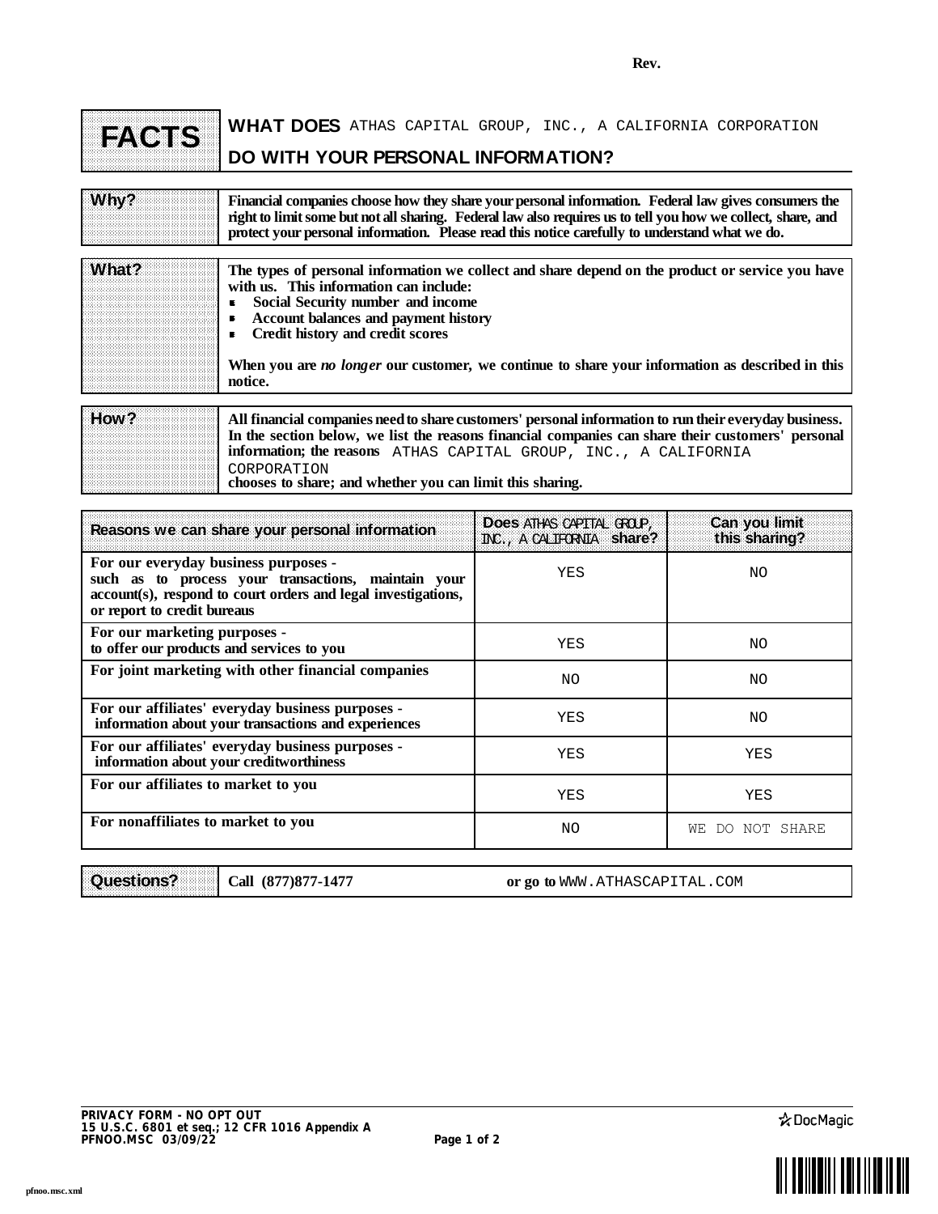Rev.

# FACTS

## WHAT DOES ATHAS CAPITAL GROUP, INC., A CALIFORNIA CORPORATION DO WITH YOUR PERSONAL INFORMATION?

| | |
|---|---|
| **Why?** | **Financial companies choose how they share your personal information. Federal law gives consumers the right to limit some but not all sharing. Federal law also requires us to tell you how we collect, share, and protect your personal information. Please read this notice carefully to understand what we do.** |
| **What?** | **The types of personal information we collect and share depend on the product or service you have with us. This information can include:**<br>▪ **Social Security number and income**<br>▪ **Account balances and payment history**<br>▪ **Credit history and credit scores**<br><br>**When you are *no longer* our customer, we continue to share your information as described in this notice.** |
| **How?** | **All financial companies need to share customers' personal information to run their everyday business. In the section below, we list the reasons financial companies can share their customers' personal information; the reasons** ATHAS CAPITAL GROUP, INC., A CALIFORNIA CORPORATION **chooses to share; and whether you can limit this sharing.** |

| Reasons we can share your personal information | Does ATHAS CAPITAL GROUP, INC., A CALIFORNIA share? | Can you limit this sharing? |
|---|---|---|
| **For our everyday business purposes -** **such as to process your transactions, maintain your account(s), respond to court orders and legal investigations, or report to credit bureaus** | YES | NO |
| **For our marketing purposes -** **to offer our products and services to you** | YES | NO |
| **For joint marketing with other financial companies** | NO | NO |
| **For our affiliates' everyday business purposes -** **information about your transactions and experiences** | YES | NO |
| **For our affiliates' everyday business purposes -** **information about your creditworthiness** | YES | YES |
| **For our affiliates to market to you** | YES | YES |
| **For nonaffiliates to market to you** | NO | WE DO NOT SHARE |

| | |
|---|---|
| **Questions?** | **Call (877)877-1477** **or go to** WWW.ATHASCAPITAL.COM |

**PRIVACY FORM - NO OPT OUT**
**15 U.S.C. 6801 et seq.; 12 CFR 1016 Appendix A**
**PFNOO.MSC 03/09/22**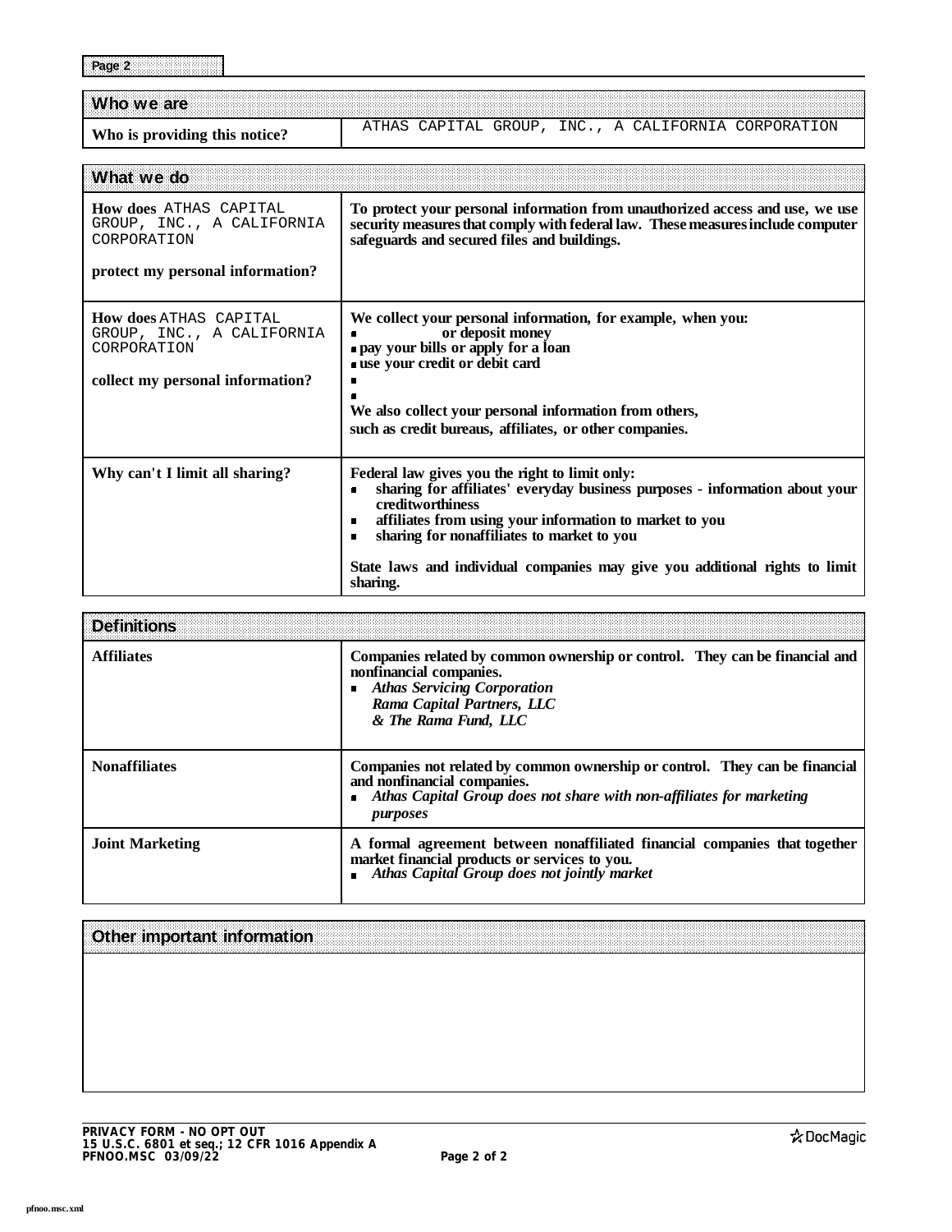## Who we are

| | |
|---|---|
| **Who is providing this notice?** | ATHAS CAPITAL GROUP, INC., A CALIFORNIA CORPORATION |

## What we do

| | |
|---|---|
| **How does** ATHAS CAPITAL GROUP, INC., A CALIFORNIA CORPORATION **protect my personal information?** | **To protect your personal information from unauthorized access and use, we use security measures that comply with federal law. These measures include computer safeguards and secured files and buildings.** |
| **How does** ATHAS CAPITAL GROUP, INC., A CALIFORNIA CORPORATION **collect my personal information?** | **We collect your personal information, for example, when you:** <br>■ **or deposit money** <br>■ **pay your bills or apply for a loan** <br>■ **use your credit or debit card** <br>■ <br>■ <br>**We also collect your personal information from others, such as credit bureaus, affiliates, or other companies.** |
| **Why can't I limit all sharing?** | **Federal law gives you the right to limit only:** <br>■ **sharing for affiliates' everyday business purposes - information about your creditworthiness** <br>■ **affiliates from using your information to market to you** <br>■ **sharing for nonaffiliates to market to you** <br><br>**State laws and individual companies may give you additional rights to limit sharing.** |

## Definitions

| | |
|---|---|
| **Affiliates** | **Companies related by common ownership or control. They can be financial and nonfinancial companies.** <br>■ ***Athas Servicing Corporation*** <br>***Rama Capital Partners, LLC*** <br>***& The Rama Fund, LLC*** |
| **Nonaffiliates** | **Companies not related by common ownership or control. They can be financial and nonfinancial companies.** <br>■ ***Athas Capital Group does not share with non-affiliates for marketing purposes*** |
| **Joint Marketing** | **A formal agreement between nonaffiliated financial companies that together market financial products or services to you.** <br>■ ***Athas Capital Group does not jointly market*** |

## Other important information

PRIVACY FORM - NO OPT OUT
15 U.S.C. 6801 et seq.; 12 CFR 1016 Appendix A
PFNOO.MSC 03/09/22

DocMagic

pfnoo.msc.xml